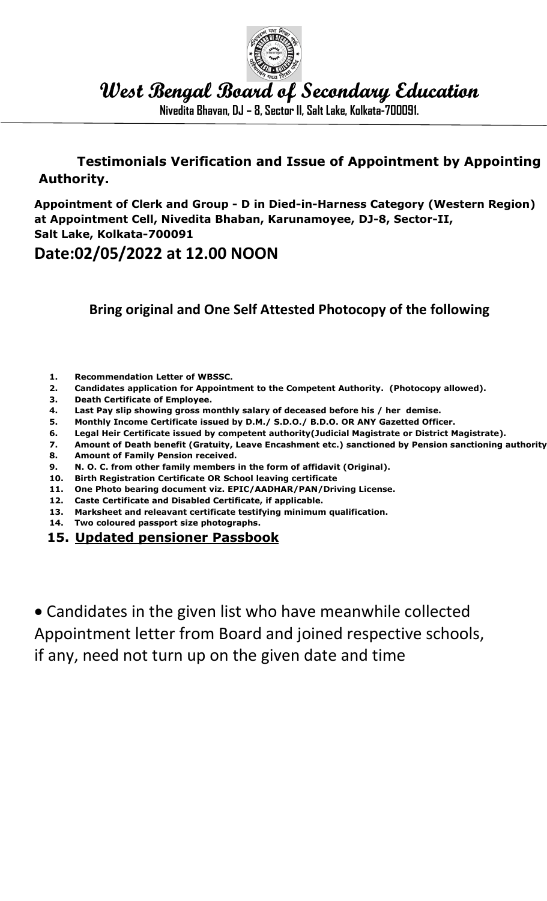# West Bengal Board of Secondary Education

Nivedita Bhavan, DJ – 8, Sector II, Salt Lake, Kolkata-700091.

## Testimonials Verification and Issue of Appointment by Appointing Authority.

**Appointment of Clerk and Group - D in Died-in-Harness Category (Western Region) at Appointment Cell, Nivedita Bhaban, Karunamoyee, DJ-8, Sector-II, Salt Lake, Kolkata-700091**

## Date:02/05/2022 at 12.00 NOON

### Bring original and One Self Attested Photocopy of the following

1. **Recommendation Letter of WBSSC.**
2. **Candidates application for Appointment to the Competent Authority. (Photocopy allowed).**
3. **Death Certificate of Employee.**
4. **Last Pay slip showing gross monthly salary of deceased before his / her demise.**
5. **Monthly Income Certificate issued by D.M./ S.D.O./ B.D.O. OR ANY Gazetted Officer.**
6. **Legal Heir Certificate issued by competent authority(Judicial Magistrate or District Magistrate).**
7. **Amount of Death benefit (Gratuity, Leave Encashment etc.) sanctioned by Pension sanctioning authority**
8. **Amount of Family Pension received.**
9. **N. O. C. from other family members in the form of affidavit (Original).**
10. **Birth Registration Certificate OR School leaving certificate**
11. **One Photo bearing document viz. EPIC/AADHAR/PAN/Driving License.**
12. **Caste Certificate and Disabled Certificate, if applicable.**
13. **Marksheet and releavant certificate testifying minimum qualification.**
14. **Two coloured passport size photographs.**
15. **Updated pensioner Passbook**

- Candidates in the given list who have meanwhile collected Appointment letter from Board and joined respective schools, if any, need not turn up on the given date and time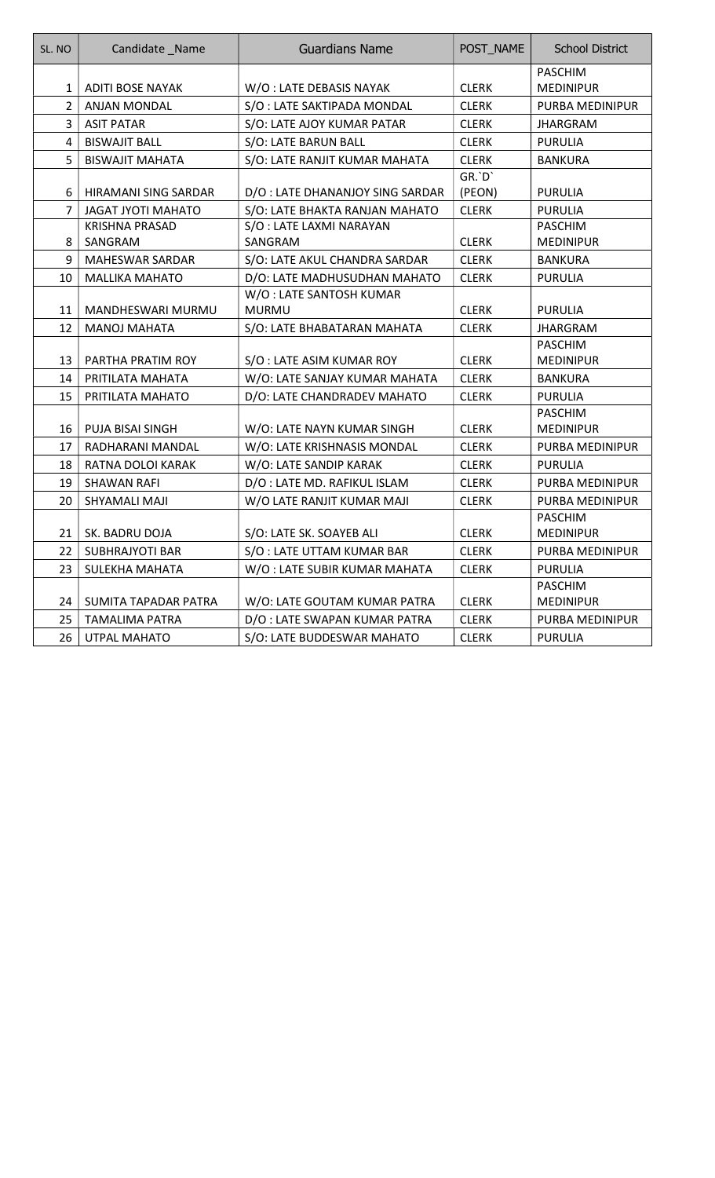| SL. NO | Candidate _Name | Guardians Name | POST_NAME | School District |
|---|---|---|---|---|
| 1 | ADITI BOSE NAYAK | W/O : LATE DEBASIS NAYAK | CLERK | PASCHIM MEDINIPUR |
| 2 | ANJAN MONDAL | S/O : LATE SAKTIPADA MONDAL | CLERK | PURBA MEDINIPUR |
| 3 | ASIT PATAR | S/O: LATE AJOY KUMAR PATAR | CLERK | JHARGRAM |
| 4 | BISWAJIT BALL | S/O: LATE BARUN BALL | CLERK | PURULIA |
| 5 | BISWAJIT MAHATA | S/O: LATE RANJIT KUMAR MAHATA | CLERK | BANKURA |
| 6 | HIRAMANI SING SARDAR | D/O : LATE DHANANJOY SING SARDAR | GR.`D` (PEON) | PURULIA |
| 7 | JAGAT JYOTI MAHATO | S/O: LATE BHAKTA RANJAN MAHATO | CLERK | PURULIA |
| 8 | KRISHNA PRASAD SANGRAM | S/O : LATE LAXMI NARAYAN SANGRAM | CLERK | PASCHIM MEDINIPUR |
| 9 | MAHESWAR SARDAR | S/O: LATE AKUL CHANDRA SARDAR | CLERK | BANKURA |
| 10 | MALLIKA MAHATO | D/O: LATE MADHUSUDHAN MAHATO | CLERK | PURULIA |
| 11 | MANDHESWARI MURMU | W/O : LATE SANTOSH KUMAR MURMU | CLERK | PURULIA |
| 12 | MANOJ MAHATA | S/O: LATE BHABATARAN MAHATA | CLERK | JHARGRAM |
| 13 | PARTHA PRATIM ROY | S/O : LATE ASIM KUMAR ROY | CLERK | PASCHIM MEDINIPUR |
| 14 | PRITILATA MAHATA | W/O: LATE SANJAY KUMAR MAHATA | CLERK | BANKURA |
| 15 | PRITILATA MAHATO | D/O: LATE CHANDRADEV MAHATO | CLERK | PURULIA |
| 16 | PUJA BISAI SINGH | W/O: LATE NAYN KUMAR SINGH | CLERK | PASCHIM MEDINIPUR |
| 17 | RADHARANI MANDAL | W/O: LATE KRISHNASIS MONDAL | CLERK | PURBA MEDINIPUR |
| 18 | RATNA DOLOI KARAK | W/O: LATE SANDIP KARAK | CLERK | PURULIA |
| 19 | SHAWAN RAFI | D/O : LATE MD. RAFIKUL ISLAM | CLERK | PURBA MEDINIPUR |
| 20 | SHYAMALI MAJI | W/O LATE RANJIT KUMAR MAJI | CLERK | PURBA MEDINIPUR |
| 21 | SK. BADRU DOJA | S/O: LATE SK. SOAYEB ALI | CLERK | PASCHIM MEDINIPUR |
| 22 | SUBHRAJYOTI BAR | S/O : LATE UTTAM KUMAR BAR | CLERK | PURBA MEDINIPUR |
| 23 | SULEKHA MAHATA | W/O : LATE SUBIR KUMAR MAHATA | CLERK | PURULIA |
| 24 | SUMITA TAPADAR PATRA | W/O: LATE GOUTAM KUMAR PATRA | CLERK | PASCHIM MEDINIPUR |
| 25 | TAMALIMA PATRA | D/O : LATE SWAPAN KUMAR PATRA | CLERK | PURBA MEDINIPUR |
| 26 | UTPAL MAHATO | S/O: LATE BUDDESWAR MAHATO | CLERK | PURULIA |